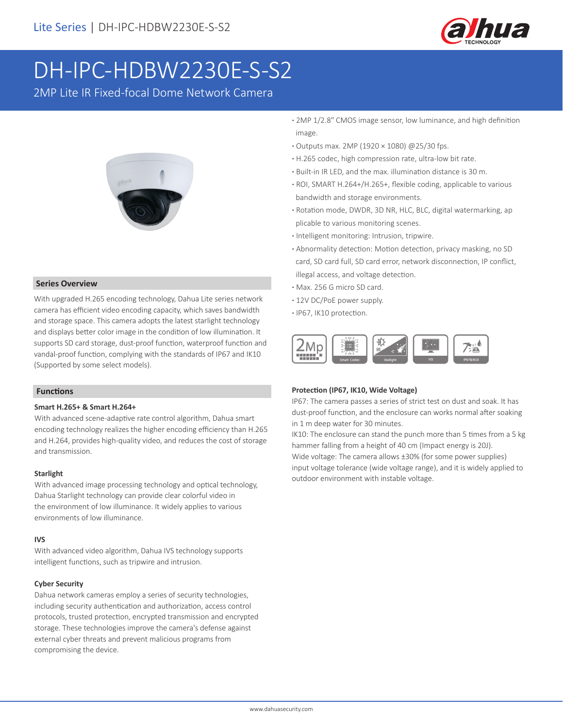Lite Series | DH-IPC-HDBW2230E-S-S2

# DH-IPC-HDBW2230E-S-S2

2MP Lite IR Fixed-focal Dome Network Camera

- 2MP 1/2.8" CMOS image sensor, low luminance, and high definition image.
- Outputs max. 2MP (1920 × 1080) @25/30 fps.
- H.265 codec, high compression rate, ultra-low bit rate.
- Built-in IR LED, and the max. illumination distance is 30 m.
- ROI, SMART H.264+/H.265+, flexible coding, applicable to various bandwidth and storage environments.
- Rotation mode, DWDR, 3D NR, HLC, BLC, digital watermarking, ap plicable to various monitoring scenes.
- Intelligent monitoring: Intrusion, tripwire.
- Abnormality detection: Motion detection, privacy masking, no SD card, SD card full, SD card error, network disconnection, IP conflict, illegal access, and voltage detection.
- Max. 256 G micro SD card.
- 12V DC/PoE power supply.
- IP67, IK10 protection.

## Series Overview

With upgraded H.265 encoding technology, Dahua Lite series network camera has efficient video encoding capacity, which saves bandwidth and storage space. This camera adopts the latest starlight technology and displays better color image in the condition of low illumination. It supports SD card storage, dust-proof function, waterproof function and vandal-proof function, complying with the standards of IP67 and IK10 (Supported by some select models).

## Functions

### Smart H.265+ & Smart H.264+

With advanced scene-adaptive rate control algorithm, Dahua smart encoding technology realizes the higher encoding efficiency than H.265 and H.264, provides high-quality video, and reduces the cost of storage and transmission.

### Starlight

With advanced image processing technology and optical technology, Dahua Starlight technology can provide clear colorful video in the environment of low illuminance. It widely applies to various environments of low illuminance.

### IVS

With advanced video algorithm, Dahua IVS technology supports intelligent functions, such as tripwire and intrusion.

### Cyber Security

Dahua network cameras employ a series of security technologies, including security authentication and authorization, access control protocols, trusted protection, encrypted transmission and encrypted storage. These technologies improve the camera's defense against external cyber threats and prevent malicious programs from compromising the device.

### Protection (IP67, IK10, Wide Voltage)

IP67: The camera passes a series of strict test on dust and soak. It has dust-proof function, and the enclosure can works normal after soaking in 1 m deep water for 30 minutes.

IK10: The enclosure can stand the punch more than 5 times from a 5 kg hammer falling from a height of 40 cm (Impact energy is 20J).

Wide voltage: The camera allows ±30% (for some power supplies) input voltage tolerance (wide voltage range), and it is widely applied to outdoor environment with instable voltage.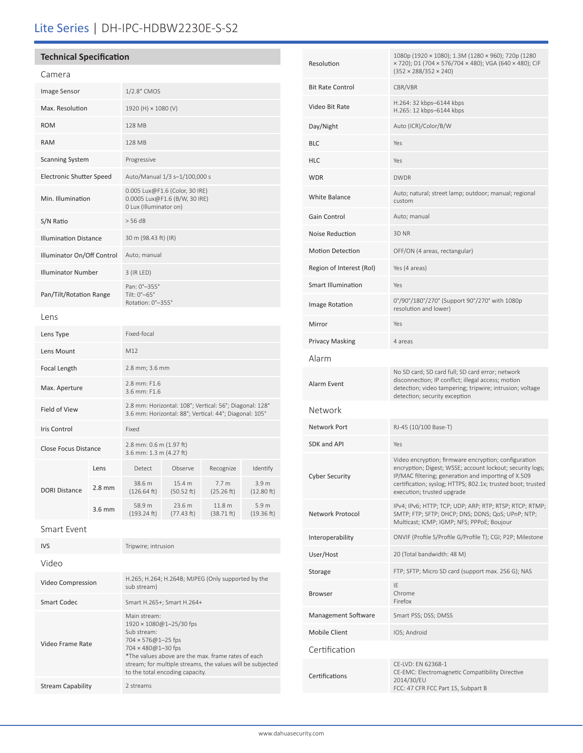# Lite Series | DH-IPC-HDBW2230E-S-S2

## Technical Specification

### Camera

| | |
|---|---|
| Image Sensor | 1/2.8" CMOS |
| Max. Resolution | 1920 (H) × 1080 (V) |
| ROM | 128 MB |
| RAM | 128 MB |
| Scanning System | Progressive |
| Electronic Shutter Speed | Auto/Manual 1/3 s–1/100,000 s |
| Min. Illumination | 0.005 Lux@F1.6 (Color, 30 IRE)<br>0.0005 Lux@F1.6 (B/W, 30 IRE)<br>0 Lux (Illuminator on) |
| S/N Ratio | > 56 dB |
| Illumination Distance | 30 m (98.43 ft) (IR) |
| Illuminator On/Off Control | Auto; manual |
| Illuminator Number | 3 (IR LED) |
| Pan/Tilt/Rotation Range | Pan: 0°–355°<br>Tilt: 0°–65°<br>Rotation: 0°–355° |

### Lens

| | |
|---|---|
| Lens Type | Fixed-focal |
| Lens Mount | M12 |
| Focal Length | 2.8 mm; 3.6 mm |
| Max. Aperture | 2.8 mm: F1.6<br>3.6 mm: F1.6 |
| Field of View | 2.8 mm: Horizontal: 108°; Vertical: 56°; Diagonal: 128°<br>3.6 mm: Horizontal: 88°; Vertical: 44°; Diagonal: 105° |
| Iris Control | Fixed |
| Close Focus Distance | 2.8 mm: 0.6 m (1.97 ft)<br>3.6 mm: 1.3 m (4.27 ft) |

| DORI Distance | Lens | Detect | Observe | Recognize | Identify |
|---|---|---|---|---|---|
| | 2.8 mm | 38.6 m (126.64 ft) | 15.4 m (50.52 ft) | 7.7 m (25.26 ft) | 3.9 m (12.80 ft) |
| | 3.6 mm | 58.9 m (193.24 ft) | 23.6 m (77.43 ft) | 11.8 m (38.71 ft) | 5.9 m (19.36 ft) |

### Smart Event

| | |
|---|---|
| IVS | Tripwire; intrusion |

### Video

| | |
|---|---|
| Video Compression | H.265; H.264; H.264B; MJPEG (Only supported by the sub stream) |
| Smart Codec | Smart H.265+; Smart H.264+ |
| Video Frame Rate | Main stream:<br>1920 × 1080@1–25/30 fps<br>Sub stream:<br>704 × 576@1–25 fps<br>704 × 480@1–30 fps<br>*The values above are the max. frame rates of each stream; for multiple streams, the values will be subjected to the total encoding capacity. |
| Stream Capability | 2 streams |
| Resolution | 1080p (1920 × 1080); 1.3M (1280 × 960); 720p (1280 × 720); D1 (704 × 576/704 × 480); VGA (640 × 480); CIF (352 × 288/352 × 240) |
| Bit Rate Control | CBR/VBR |
| Video Bit Rate | H.264: 32 kbps–6144 kbps<br>H.265: 12 kbps–6144 kbps |
| Day/Night | Auto (ICR)/Color/B/W |
| BLC | Yes |
| HLC | Yes |
| WDR | DWDR |
| White Balance | Auto; natural; street lamp; outdoor; manual; regional custom |
| Gain Control | Auto; manual |
| Noise Reduction | 3D NR |
| Motion Detection | OFF/ON (4 areas, rectangular) |
| Region of Interest (RoI) | Yes (4 areas) |
| Smart Illumination | Yes |
| Image Rotation | 0°/90°/180°/270° (Support 90°/270° with 1080p resolution and lower) |
| Mirror | Yes |
| Privacy Masking | 4 areas |

### Alarm

| | |
|---|---|
| Alarm Event | No SD card; SD card full; SD card error; network disconnection; IP conflict; illegal access; motion detection; video tampering; tripwire; intrusion; voltage detection; security exception |

### Network

| | |
|---|---|
| Network Port | RJ-45 (10/100 Base-T) |
| SDK and API | Yes |
| Cyber Security | Video encryption; firmware encryption; configuration encryption; Digest; WSSE; account lockout; security logs; IP/MAC filtering; generation and importing of X.509 certification; syslog; HTTPS; 802.1x; trusted boot; trusted execution; trusted upgrade |
| Network Protocol | IPv4; IPv6; HTTP; TCP; UDP; ARP; RTP; RTSP; RTCP; RTMP; SMTP; FTP; SFTP; DHCP; DNS; DDNS; QoS; UPnP; NTP; Multicast; ICMP; IGMP; NFS; PPPoE; Boujour |
| Interoperability | ONVIF (Profile S/Profile G/Profile T); CGI; P2P; Milestone |
| User/Host | 20 (Total bandwidth: 48 M) |
| Storage | FTP; SFTP; Micro SD card (support max. 256 G); NAS |
| Browser | IE<br>Chrome<br>Firefox |
| Management Software | Smart PSS; DSS; DMSS |
| Mobile Client | IOS; Android |

### Certification

| | |
|---|---|
| Certifications | CE-LVD: EN 62368-1<br>CE-EMC: Electromagnetic Compatibility Directive 2014/30/EU<br>FCC: 47 CFR FCC Part 15, Subpart B |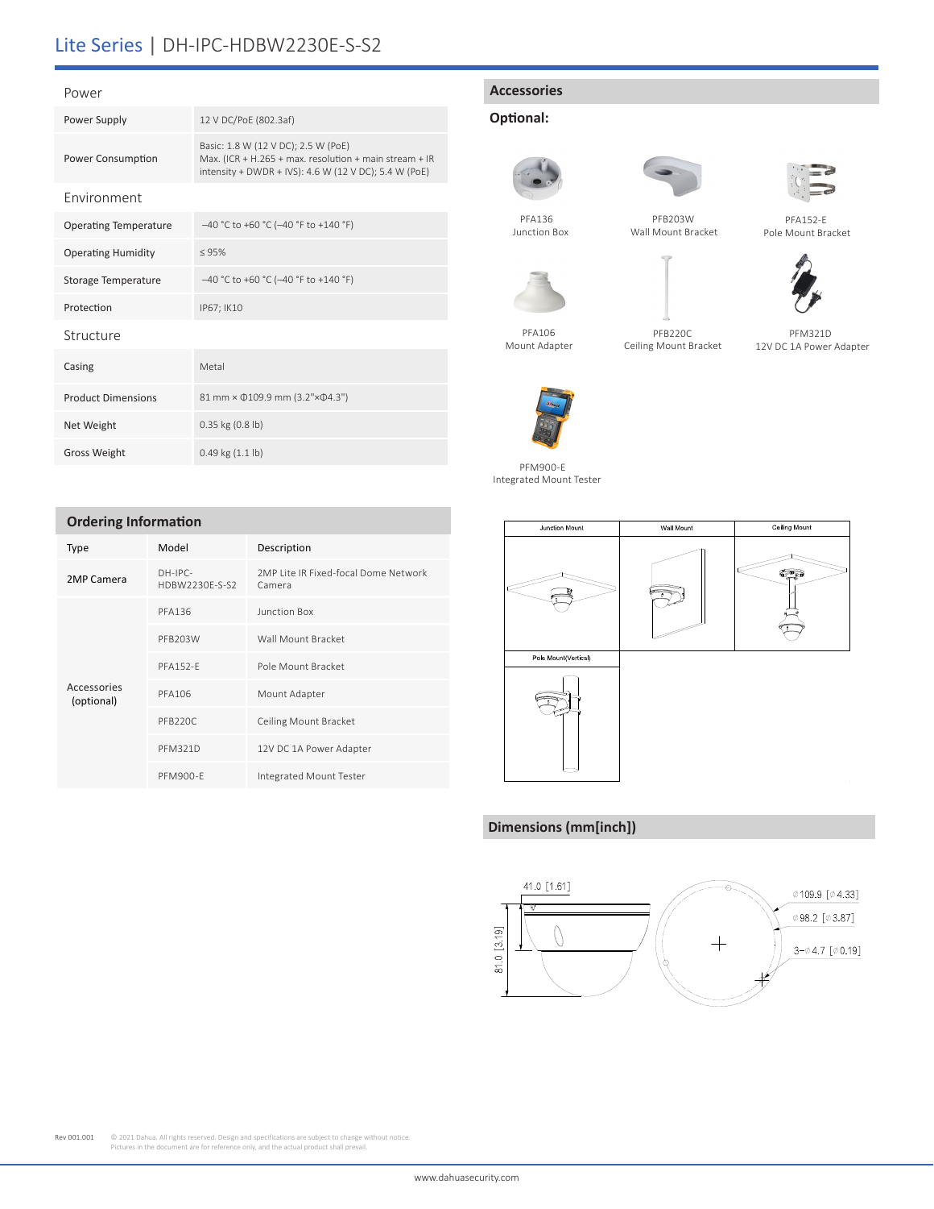## Power

| | |
|---|---|
| Power Supply | 12 V DC/PoE (802.3af) |
| Power Consumption | Basic: 1.8 W (12 V DC); 2.5 W (PoE)<br>Max. (ICR + H.265 + max. resolution + main stream + IR intensity + DWDR + IVS): 4.6 W (12 V DC); 5.4 W (PoE) |

## Environment

| | |
|---|---|
| Operating Temperature | –40 °C to +60 °C (–40 °F to +140 °F) |
| Operating Humidity | ≤ 95% |
| Storage Temperature | –40 °C to +60 °C (–40 °F to +140 °F) |
| Protection | IP67; IK10 |

## Structure

| | |
|---|---|
| Casing | Metal |
| Product Dimensions | 81 mm × Φ109.9 mm (3.2"×Φ4.3") |
| Net Weight | 0.35 kg (0.8 lb) |
| Gross Weight | 0.49 kg (1.1 lb) |

## Accessories

### Optional:

PFA136
Junction Box

PFB203W
Wall Mount Bracket

PFA152-E
Pole Mount Bracket

PFA106
Mount Adapter

PFB220C
Ceiling Mount Bracket

PFM321D
12V DC 1A Power Adapter

PFM900-E
Integrated Mount Tester

## Ordering Information

| Type | Model | Description |
|---|---|---|
| 2MP Camera | DH-IPC-HDBW2230E-S-S2 | 2MP Lite IR Fixed-focal Dome Network Camera |
| Accessories (optional) | PFA136 | Junction Box |
| | PFB203W | Wall Mount Bracket |
| | PFA152-E | Pole Mount Bracket |
| | PFA106 | Mount Adapter |
| | PFB220C | Ceiling Mount Bracket |
| | PFM321D | 12V DC 1A Power Adapter |
| | PFM900-E | Integrated Mount Tester |

Junction Mount

Wall Mount

Ceiling Mount

Pole Mount(Vertical)

## Dimensions (mm[inch])

41.0 [1.61]

81.0 [3.19]

⌀109.9 [⌀4.33]

⌀98.2 [⌀3.87]

3–⌀4.7 [⌀0.19]

Rev 001.001 © 2021 Dahua. All rights reserved. Design and specifications are subject to change without notice.
Pictures in the document are for reference only, and the actual product shall prevail.